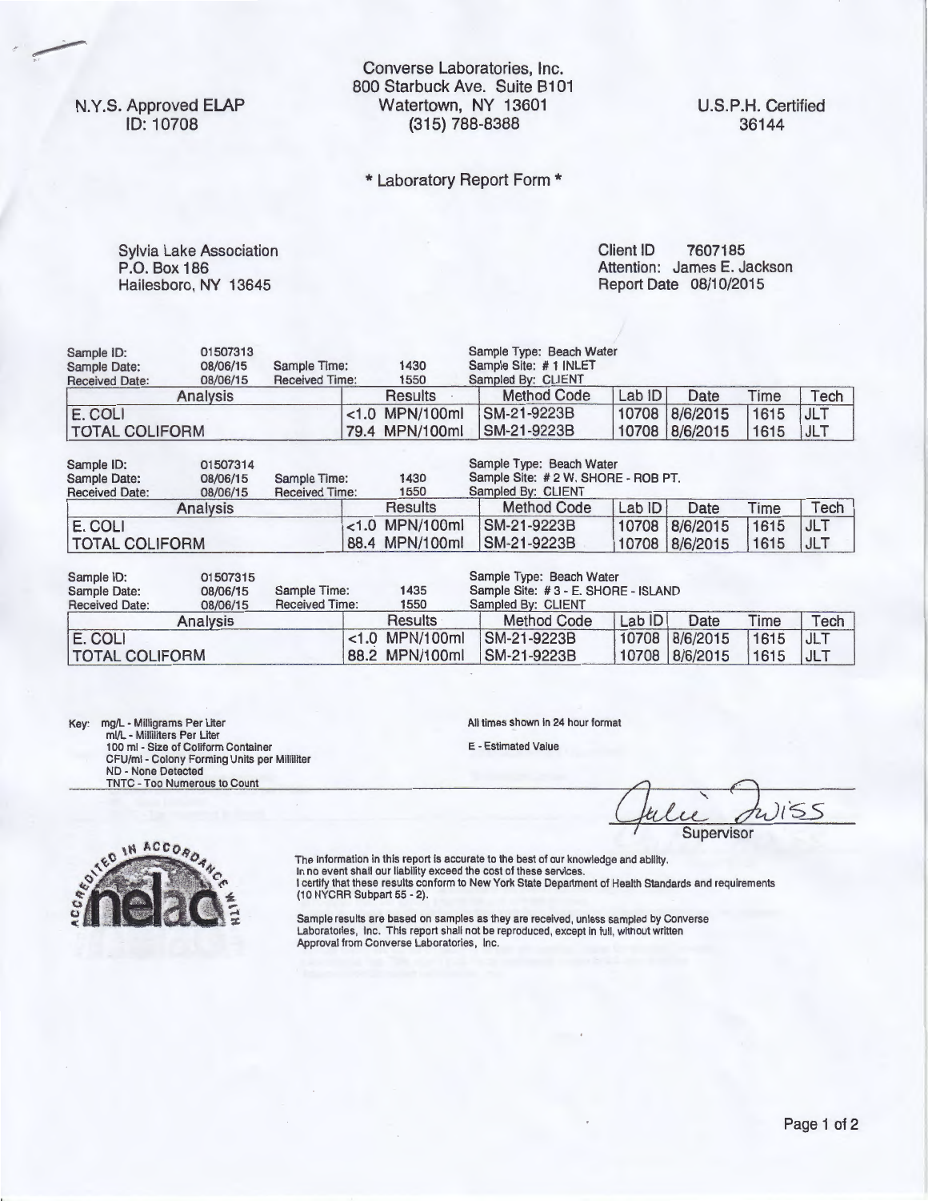N.Y.S. Approved ELAP
ID: 10708

# Converse Laboratories, Inc.

800 Starbuck Ave. Suite B101
Watertown, NY 13601
(315) 788-8388

U.S.P.H. Certified
36144

## * Laboratory Report Form *

Sylvia Lake Association
P.O. Box 186
Hailesboro, NY 13645

Client ID 7607185
Attention: James E. Jackson
Report Date 08/10/2015

Sample ID: 01507313
Sample Date: 08/06/15 Sample Time: 1430
Received Date: 08/06/15 Received Time: 1550
Sample Type: Beach Water
Sample Site: # 1 INLET
Sampled By: CLIENT

| Analysis | Results | Method Code | Lab ID | Date | Time | Tech |
|---|---|---|---|---|---|---|
| E. COLI | <1.0 MPN/100ml | SM-21-9223B | 10708 | 8/6/2015 | 1615 | JLT |
| TOTAL COLIFORM | 79.4 MPN/100ml | SM-21-9223B | 10708 | 8/6/2015 | 1615 | JLT |

Sample ID: 01507314
Sample Date: 08/06/15 Sample Time: 1430
Received Date: 08/06/15 Received Time: 1550
Sample Type: Beach Water
Sample Site: # 2 W. SHORE - ROB PT.
Sampled By: CLIENT

| Analysis | Results | Method Code | Lab ID | Date | Time | Tech |
|---|---|---|---|---|---|---|
| E. COLI | <1.0 MPN/100ml | SM-21-9223B | 10708 | 8/6/2015 | 1615 | JLT |
| TOTAL COLIFORM | 88.4 MPN/100ml | SM-21-9223B | 10708 | 8/6/2015 | 1615 | JLT |

Sample ID: 01507315
Sample Date: 08/06/15 Sample Time: 1435
Received Date: 08/06/15 Received Time: 1550
Sample Type: Beach Water
Sample Site: # 3 - E. SHORE - ISLAND
Sampled By: CLIENT

| Analysis | Results | Method Code | Lab ID | Date | Time | Tech |
|---|---|---|---|---|---|---|
| E. COLI | <1.0 MPN/100ml | SM-21-9223B | 10708 | 8/6/2015 | 1615 | JLT |
| TOTAL COLIFORM | 88.2 MPN/100ml | SM-21-9223B | 10708 | 8/6/2015 | 1615 | JLT |

Key: mg/L - Milligrams Per Liter
ml/L - Milliliters Per Liter
100 ml - Size of Coliform Container
CFU/ml - Colony Forming Units per Milliliter
ND - None Detected
TNTC - Too Numerous to Count

All times shown in 24 hour format

E - Estimated Value

Julie Twiss
Supervisor

The information in this report is accurate to the best of our knowledge and ability.
In no event shall our liability exceed the cost of these services.
I certify that these results conform to New York State Department of Health Standards and requirements (10 NYCRR Subpart 55 - 2).

Sample results are based on samples as they are received, unless sampled by Converse Laboratories, Inc. This report shall not be reproduced, except in full, without written Approval from Converse Laboratories, Inc.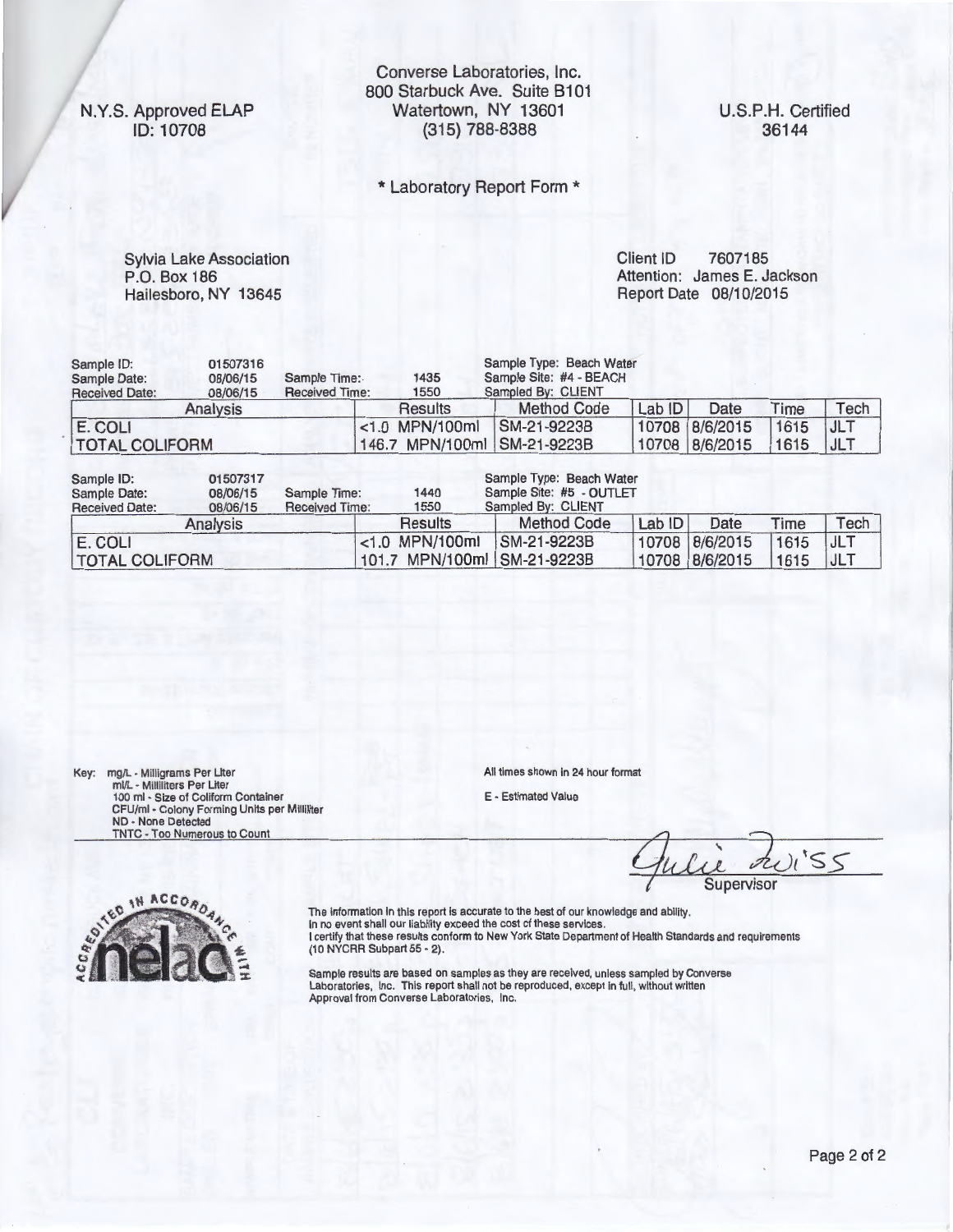N.Y.S. Approved ELAP
ID: 10708

Converse Laboratories, Inc.
800 Starbuck Ave. Suite B101
Watertown, NY 13601
(315) 788-8388

U.S.P.H. Certified
36144

# * Laboratory Report Form *

Sylvia Lake Association
P.O. Box 186
Hailesboro, NY 13645

Client ID 7607185
Attention: James E. Jackson
Report Date 08/10/2015

Sample ID: 01507316
Sample Date: 08/06/15 Sample Time: 1435
Received Date: 08/06/15 Received Time: 1550
Sample Type: Beach Water
Sample Site: #4 - BEACH
Sampled By: CLIENT

| Analysis | Results | Method Code | Lab ID | Date | Time | Tech |
|---|---|---|---|---|---|---|
| E. COLI | <1.0 MPN/100ml | SM-21-9223B | 10708 | 8/6/2015 | 1615 | JLT |
| TOTAL COLIFORM | 146.7 MPN/100ml | SM-21-9223B | 10708 | 8/6/2015 | 1615 | JLT |

Sample ID: 01507317
Sample Date: 08/06/15 Sample Time: 1440
Received Date: 08/06/15 Received Time: 1550
Sample Type: Beach Water
Sample Site: #5 - OUTLET
Sampled By: CLIENT

| Analysis | Results | Method Code | Lab ID | Date | Time | Tech |
|---|---|---|---|---|---|---|
| E. COLI | <1.0 MPN/100ml | SM-21-9223B | 10708 | 8/6/2015 | 1615 | JLT |
| TOTAL COLIFORM | 101.7 MPN/100ml | SM-21-9223B | 10708 | 8/6/2015 | 1615 | JLT |

Key: mg/L - Milligrams Per Liter
ml/L - Milliliters Per Liter
100 ml - Size of Coliform Container
CFU/ml - Colony Forming Units per Milliliter
ND - None Detected
TNTC - Too Numerous to Count

All times shown in 24 hour format

E - Estimated Value

Julie Zwiss
Supervisor

The information in this report is accurate to the best of our knowledge and ability.
In no event shall our liability exceed the cost of these services.
I certify that these results conform to New York State Department of Health Standards and requirements (10 NYCRR Subpart 55 - 2).

Sample results are based on samples as they are received, unless sampled by Converse Laboratories, Inc. This report shall not be reproduced, except in full, without written Approval from Converse Laboratories, Inc.